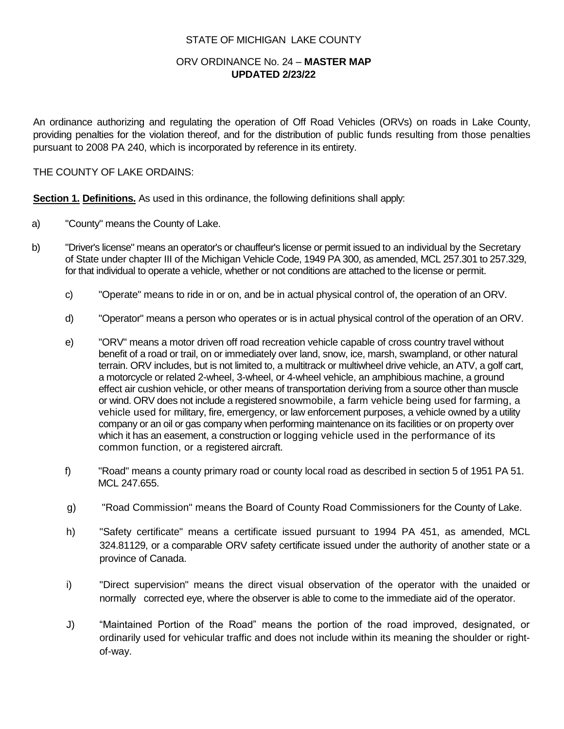STATE OF MICHIGAN LAKE COUNTY

ORV ORDINANCE No. 24 – **MASTER MAP**
**UPDATED 2/23/22**

An ordinance authorizing and regulating the operation of Off Road Vehicles (ORVs) on roads in Lake County, providing penalties for the violation thereof, and for the distribution of public funds resulting from those penalties pursuant to 2008 PA 240, which is incorporated by reference in its entirety.

THE COUNTY OF LAKE ORDAINS:

**Section 1. Definitions.** As used in this ordinance, the following definitions shall apply:

a) "County" means the County of Lake.

b) "Driver's license" means an operator's or chauffeur's license or permit issued to an individual by the Secretary of State under chapter III of the Michigan Vehicle Code, 1949 PA 300, as amended, MCL 257.301 to 257.329, for that individual to operate a vehicle, whether or not conditions are attached to the license or permit.

c) "Operate" means to ride in or on, and be in actual physical control of, the operation of an ORV.

d) "Operator" means a person who operates or is in actual physical control of the operation of an ORV.

e) "ORV" means a motor driven off road recreation vehicle capable of cross country travel without benefit of a road or trail, on or immediately over land, snow, ice, marsh, swampland, or other natural terrain. ORV includes, but is not limited to, a multitrack or multiwheel drive vehicle, an ATV, a golf cart, a motorcycle or related 2-wheel, 3-wheel, or 4-wheel vehicle, an amphibious machine, a ground effect air cushion vehicle, or other means of transportation deriving from a source other than muscle or wind. ORV does not include a registered snowmobile, a farm vehicle being used for farming, a vehicle used for military, fire, emergency, or law enforcement purposes, a vehicle owned by a utility company or an oil or gas company when performing maintenance on its facilities or on property over which it has an easement, a construction or logging vehicle used in the performance of its common function, or a registered aircraft.

f) "Road" means a county primary road or county local road as described in section 5 of 1951 PA 51. MCL 247.655.

g) "Road Commission" means the Board of County Road Commissioners for the County of Lake.

h) "Safety certificate" means a certificate issued pursuant to 1994 PA 451, as amended, MCL 324.81129, or a comparable ORV safety certificate issued under the authority of another state or a province of Canada.

i) "Direct supervision" means the direct visual observation of the operator with the unaided or normally corrected eye, where the observer is able to come to the immediate aid of the operator.

J) “Maintained Portion of the Road” means the portion of the road improved, designated, or ordinarily used for vehicular traffic and does not include within its meaning the shoulder or right-of-way.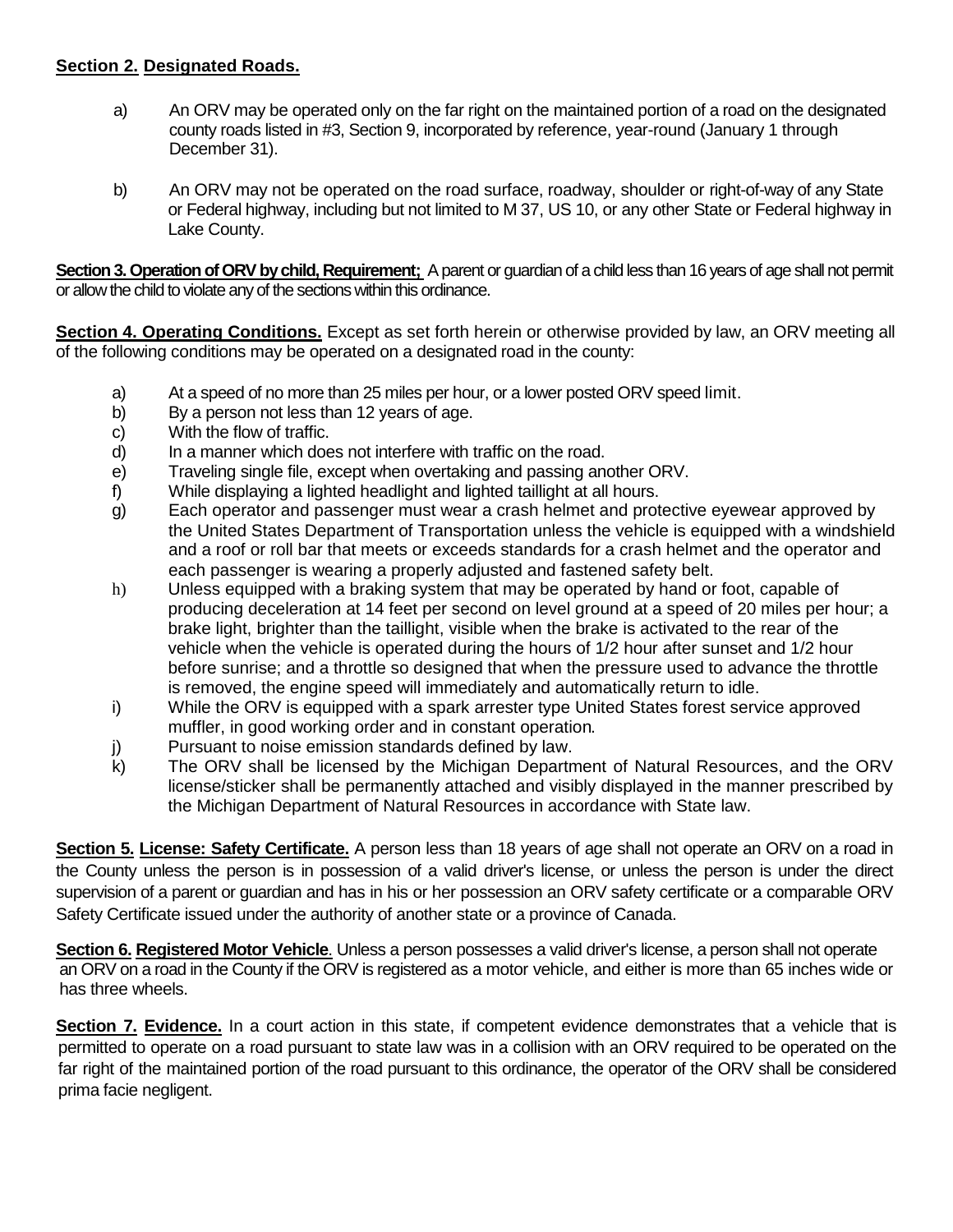**Section 2. Designated Roads.**

a) An ORV may be operated only on the far right on the maintained portion of a road on the designated county roads listed in #3, Section 9, incorporated by reference, year-round (January 1 through December 31).

b) An ORV may not be operated on the road surface, roadway, shoulder or right-of-way of any State or Federal highway, including but not limited to M 37, US 10, or any other State or Federal highway in Lake County.

**Section 3. Operation of ORV by child, Requirement;** A parent or guardian of a child less than 16 years of age shall not permit or allow the child to violate any of the sections within this ordinance.

**Section 4. Operating Conditions.** Except as set forth herein or otherwise provided by law, an ORV meeting all of the following conditions may be operated on a designated road in the county:

a) At a speed of no more than 25 miles per hour, or a lower posted ORV speed limit.
b) By a person not less than 12 years of age.
c) With the flow of traffic.
d) In a manner which does not interfere with traffic on the road.
e) Traveling single file, except when overtaking and passing another ORV.
f) While displaying a lighted headlight and lighted taillight at all hours.
g) Each operator and passenger must wear a crash helmet and protective eyewear approved by the United States Department of Transportation unless the vehicle is equipped with a windshield and a roof or roll bar that meets or exceeds standards for a crash helmet and the operator and each passenger is wearing a properly adjusted and fastened safety belt.
h) Unless equipped with a braking system that may be operated by hand or foot, capable of producing deceleration at 14 feet per second on level ground at a speed of 20 miles per hour; a brake light, brighter than the taillight, visible when the brake is activated to the rear of the vehicle when the vehicle is operated during the hours of 1/2 hour after sunset and 1/2 hour before sunrise; and a throttle so designed that when the pressure used to advance the throttle is removed, the engine speed will immediately and automatically return to idle.
i) While the ORV is equipped with a spark arrester type United States forest service approved muffler, in good working order and in constant operation.
j) Pursuant to noise emission standards defined by law.
k) The ORV shall be licensed by the Michigan Department of Natural Resources, and the ORV license/sticker shall be permanently attached and visibly displayed in the manner prescribed by the Michigan Department of Natural Resources in accordance with State law.

**Section 5. License: Safety Certificate.** A person less than 18 years of age shall not operate an ORV on a road in the County unless the person is in possession of a valid driver's license, or unless the person is under the direct supervision of a parent or guardian and has in his or her possession an ORV safety certificate or a comparable ORV Safety Certificate issued under the authority of another state or a province of Canada.

**Section 6. Registered Motor Vehicle**. Unless a person possesses a valid driver's license, a person shall not operate an ORV on a road in the County if the ORV is registered as a motor vehicle, and either is more than 65 inches wide or has three wheels.

**Section 7. Evidence.** In a court action in this state, if competent evidence demonstrates that a vehicle that is permitted to operate on a road pursuant to state law was in a collision with an ORV required to be operated on the far right of the maintained portion of the road pursuant to this ordinance, the operator of the ORV shall be considered prima facie negligent.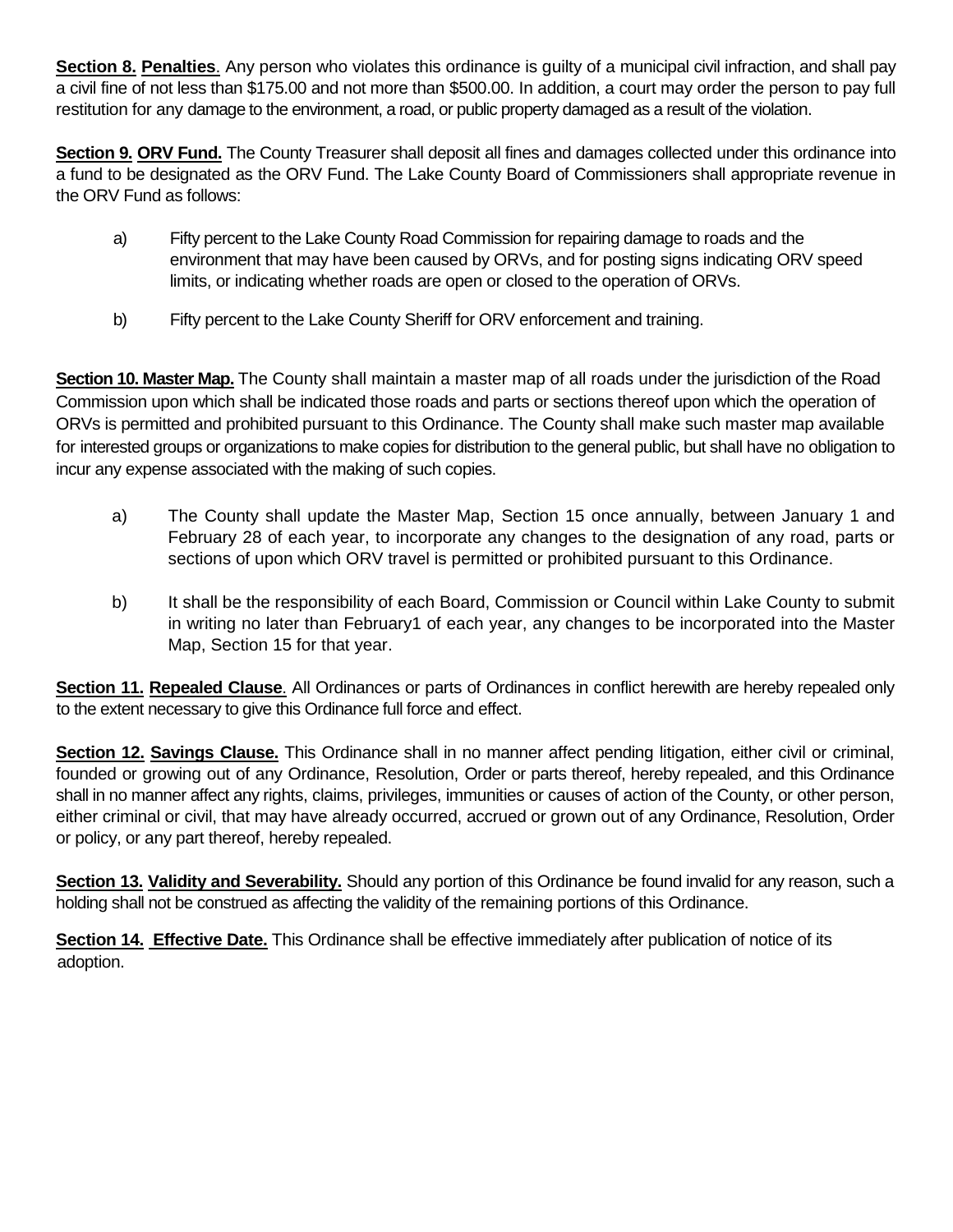**Section 8.** **Penalties**. Any person who violates this ordinance is guilty of a municipal civil infraction, and shall pay a civil fine of not less than $175.00 and not more than $500.00. In addition, a court may order the person to pay full restitution for any damage to the environment, a road, or public property damaged as a result of the violation.

**Section 9.** **ORV Fund.** The County Treasurer shall deposit all fines and damages collected under this ordinance into a fund to be designated as the ORV Fund. The Lake County Board of Commissioners shall appropriate revenue in the ORV Fund as follows:

a) Fifty percent to the Lake County Road Commission for repairing damage to roads and the environment that may have been caused by ORVs, and for posting signs indicating ORV speed limits, or indicating whether roads are open or closed to the operation of ORVs.

b) Fifty percent to the Lake County Sheriff for ORV enforcement and training.

**Section 10. Master Map.** The County shall maintain a master map of all roads under the jurisdiction of the Road Commission upon which shall be indicated those roads and parts or sections thereof upon which the operation of ORVs is permitted and prohibited pursuant to this Ordinance. The County shall make such master map available for interested groups or organizations to make copies for distribution to the general public, but shall have no obligation to incur any expense associated with the making of such copies.

a) The County shall update the Master Map, Section 15 once annually, between January 1 and February 28 of each year, to incorporate any changes to the designation of any road, parts or sections of upon which ORV travel is permitted or prohibited pursuant to this Ordinance.

b) It shall be the responsibility of each Board, Commission or Council within Lake County to submit in writing no later than February1 of each year, any changes to be incorporated into the Master Map, Section 15 for that year.

**Section 11.** **Repealed Clause**. All Ordinances or parts of Ordinances in conflict herewith are hereby repealed only to the extent necessary to give this Ordinance full force and effect.

**Section 12.** **Savings Clause.** This Ordinance shall in no manner affect pending litigation, either civil or criminal, founded or growing out of any Ordinance, Resolution, Order or parts thereof, hereby repealed, and this Ordinance shall in no manner affect any rights, claims, privileges, immunities or causes of action of the County, or other person, either criminal or civil, that may have already occurred, accrued or grown out of any Ordinance, Resolution, Order or policy, or any part thereof, hereby repealed.

**Section 13.** **Validity and Severability.** Should any portion of this Ordinance be found invalid for any reason, such a holding shall not be construed as affecting the validity of the remaining portions of this Ordinance.

**Section 14.** **Effective Date.** This Ordinance shall be effective immediately after publication of notice of its adoption.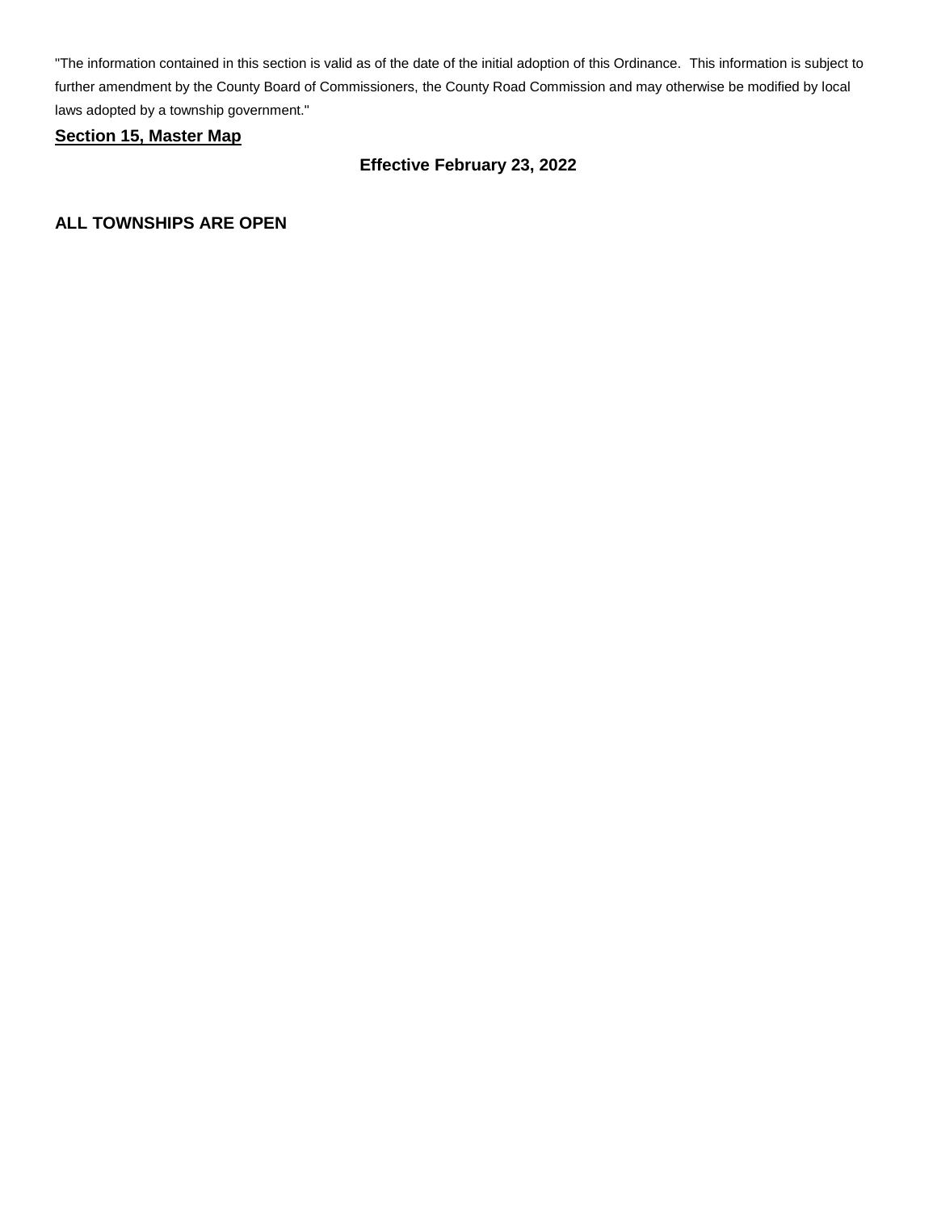"The information contained in this section is valid as of the date of the initial adoption of this Ordinance. This information is subject to further amendment by the County Board of Commissioners, the County Road Commission and may otherwise be modified by local laws adopted by a township government."

## Section 15, Master Map

**Effective February 23, 2022**

**ALL TOWNSHIPS ARE OPEN**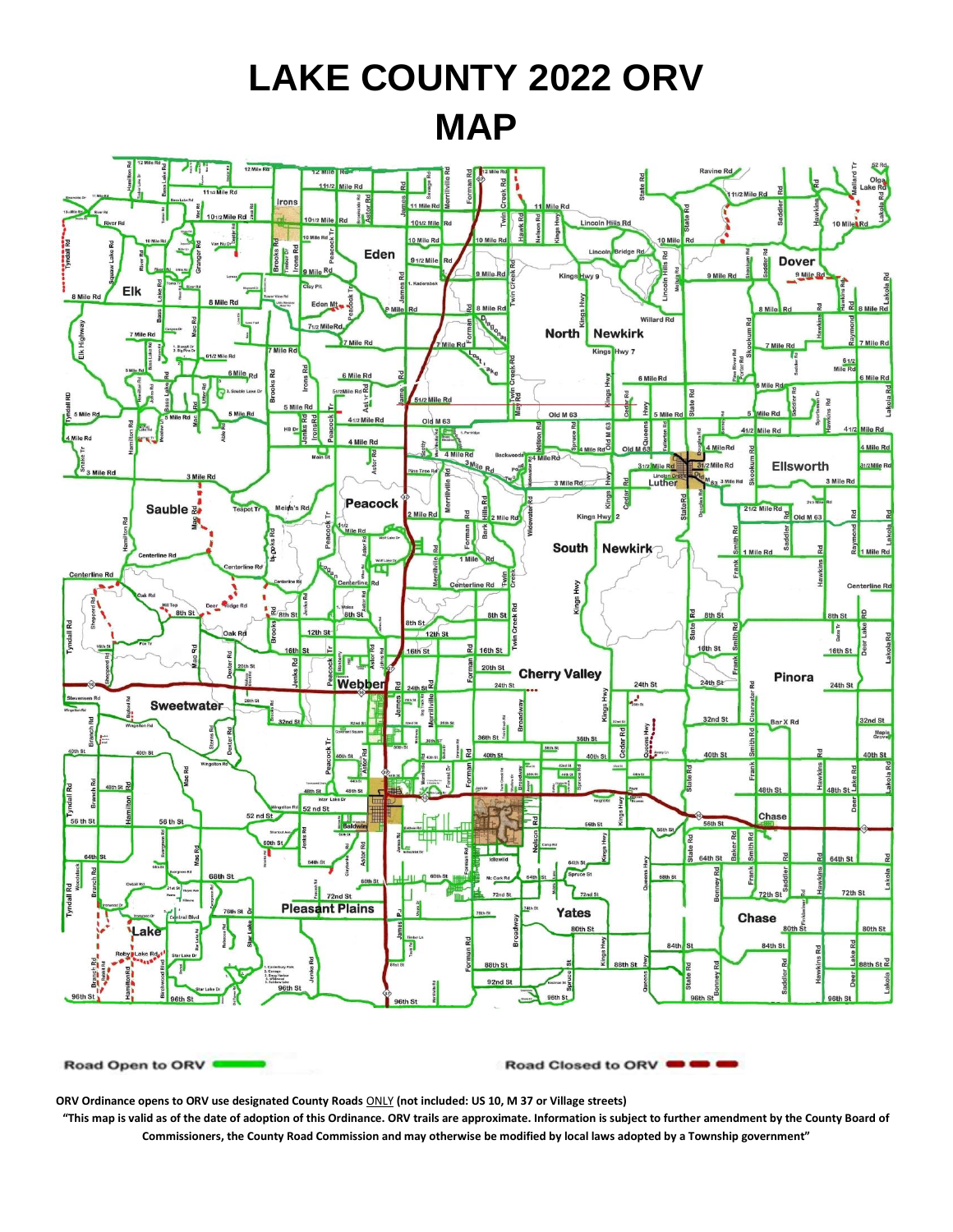# LAKE COUNTY 2022 ORV MAP

Road Open to ORV

Road Closed to ORV

**ORV Ordinance opens to ORV use designated County Roads ONLY (not included: US 10, M 37 or Village streets)**

**"This map is valid as of the date of adoption of this Ordinance. ORV trails are approximate. Information is subject to further amendment by the County Board of Commissioners, the County Road Commission and may otherwise be modified by local laws adopted by a Township government"**